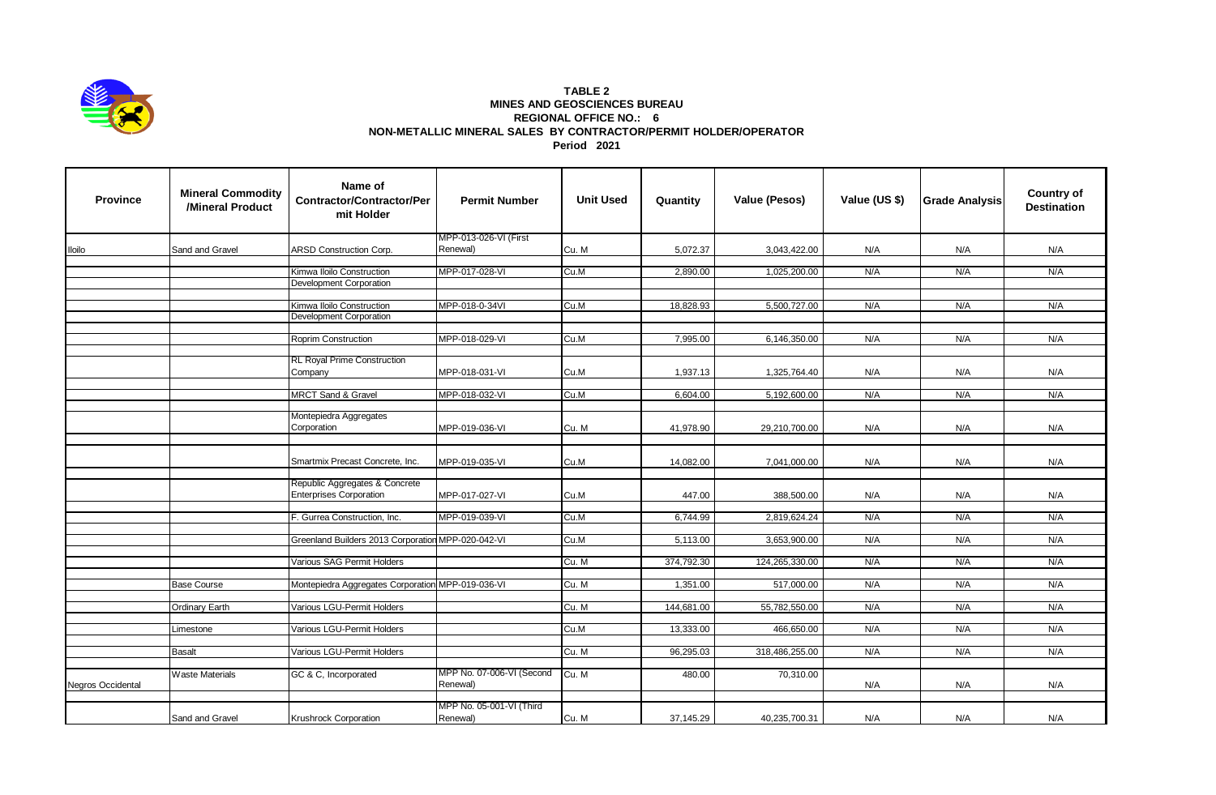**TABLE 2**
**MINES AND GEOSCIENCES BUREAU**
**REGIONAL OFFICE NO.: 6**
**NON-METALLIC MINERAL SALES BY CONTRACTOR/PERMIT HOLDER/OPERATOR**
**Period 2021**

| Province | Mineral Commodity /Mineral Product | Name of Contractor/Contractor/Permit Holder | Permit Number | Unit Used | Quantity | Value (Pesos) | Value (US $) | Grade Analysis | Country of Destination |
|---|---|---|---|---|---|---|---|---|---|
| Iloilo | Sand and Gravel | ARSD Construction Corp. | MPP-013-026-VI (First Renewal) | Cu. M | 5,072.37 | 3,043,422.00 | N/A | N/A | N/A |
| | | Kimwa Iloilo Construction Development Corporation | MPP-017-028-VI | Cu.M | 2,890.00 | 1,025,200.00 | N/A | N/A | N/A |
| | | Kimwa Iloilo Construction Development Corporation | MPP-018-0-34VI | Cu.M | 18,828.93 | 5,500,727.00 | N/A | N/A | N/A |
| | | Roprim Construction | MPP-018-029-VI | Cu.M | 7,995.00 | 6,146,350.00 | N/A | N/A | N/A |
| | | RL Royal Prime Construction Company | MPP-018-031-VI | Cu.M | 1,937.13 | 1,325,764.40 | N/A | N/A | N/A |
| | | MRCT Sand & Gravel | MPP-018-032-VI | Cu.M | 6,604.00 | 5,192,600.00 | N/A | N/A | N/A |
| | | Montepiedra Aggregates Corporation | MPP-019-036-VI | Cu. M | 41,978.90 | 29,210,700.00 | N/A | N/A | N/A |
| | | Smartmix Precast Concrete, Inc. | MPP-019-035-VI | Cu.M | 14,082.00 | 7,041,000.00 | N/A | N/A | N/A |
| | | Republic Aggregates & Concrete Enterprises Corporation | MPP-017-027-VI | Cu.M | 447.00 | 388,500.00 | N/A | N/A | N/A |
| | | F. Gurrea Construction, Inc. | MPP-019-039-VI | Cu.M | 6,744.99 | 2,819,624.24 | N/A | N/A | N/A |
| | | Greenland Builders 2013 Corporation | MPP-020-042-VI | Cu.M | 5,113.00 | 3,653,900.00 | N/A | N/A | N/A |
| | | Various SAG Permit Holders | | Cu. M | 374,792.30 | 124,265,330.00 | N/A | N/A | N/A |
| | Base Course | Montepiedra Aggregates Corporation | MPP-019-036-VI | Cu. M | 1,351.00 | 517,000.00 | N/A | N/A | N/A |
| | Ordinary Earth | Various LGU-Permit Holders | | Cu. M | 144,681.00 | 55,782,550.00 | N/A | N/A | N/A |
| | Limestone | Various LGU-Permit Holders | | Cu.M | 13,333.00 | 466,650.00 | N/A | N/A | N/A |
| | Basalt | Various LGU-Permit Holders | | Cu. M | 96,295.03 | 318,486,255.00 | N/A | N/A | N/A |
| Negros Occidental | Waste Materials | GC & C, Incorporated | MPP No. 07-006-VI (Second Renewal) | Cu. M | 480.00 | 70,310.00 | N/A | N/A | N/A |
| | Sand and Gravel | Krushrock Corporation | MPP No. 05-001-VI (Third Renewal) | Cu. M | 37,145.29 | 40,235,700.31 | N/A | N/A | N/A |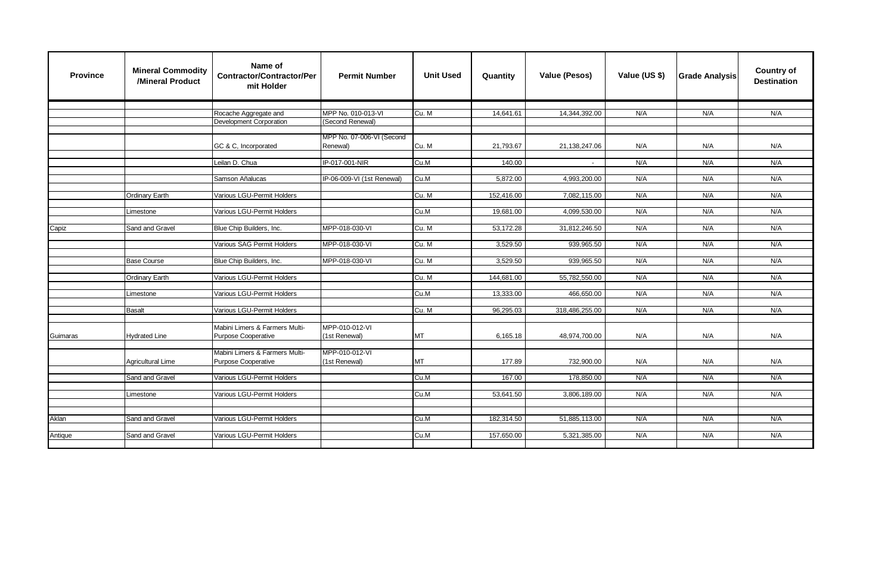| Province | Mineral Commodity /Mineral Product | Name of Contractor/Contractor/Permit Holder | Permit Number | Unit Used | Quantity | Value (Pesos) | Value (US $) | Grade Analysis | Country of Destination |
|---|---|---|---|---|---|---|---|---|---|
| | | Rocache Aggregate and Development Corporation | MPP No. 010-013-VI (Second Renewal) | Cu. M | 14,641.61 | 14,344,392.00 | N/A | N/A | N/A |
| | | GC & C, Incorporated | MPP No. 07-006-VI (Second Renewal) | Cu. M | 21,793.67 | 21,138,247.06 | N/A | N/A | N/A |
| | | Leilan D. Chua | IP-017-001-NIR | Cu.M | 140.00 | - | N/A | N/A | N/A |
| | | Samson Añalucas | IP-06-009-VI (1st Renewal) | Cu.M | 5,872.00 | 4,993,200.00 | N/A | N/A | N/A |
| | Ordinary Earth | Various LGU-Permit Holders | | Cu. M | 152,416.00 | 7,082,115.00 | N/A | N/A | N/A |
| | Limestone | Various LGU-Permit Holders | | Cu.M | 19,681.00 | 4,099,530.00 | N/A | N/A | N/A |
| Capiz | Sand and Gravel | Blue Chip Builders, Inc. | MPP-018-030-VI | Cu. M | 53,172.28 | 31,812,246.50 | N/A | N/A | N/A |
| | | Various SAG Permit Holders | MPP-018-030-VI | Cu. M | 3,529.50 | 939,965.50 | N/A | N/A | N/A |
| | Base Course | Blue Chip Builders, Inc. | MPP-018-030-VI | Cu. M | 3,529.50 | 939,965.50 | N/A | N/A | N/A |
| | Ordinary Earth | Various LGU-Permit Holders | | Cu. M | 144,681.00 | 55,782,550.00 | N/A | N/A | N/A |
| | Limestone | Various LGU-Permit Holders | | Cu.M | 13,333.00 | 466,650.00 | N/A | N/A | N/A |
| | Basalt | Various LGU-Permit Holders | | Cu. M | 96,295.03 | 318,486,255.00 | N/A | N/A | N/A |
| Guimaras | Hydrated Line | Mabini Limers & Farmers Multi-Purpose Cooperative | MPP-010-012-VI (1st Renewal) | MT | 6,165.18 | 48,974,700.00 | N/A | N/A | N/A |
| | Agricultural Lime | Mabini Limers & Farmers Multi-Purpose Cooperative | MPP-010-012-VI (1st Renewal) | MT | 177.89 | 732,900.00 | N/A | N/A | N/A |
| | Sand and Gravel | Various LGU-Permit Holders | | Cu.M | 167.00 | 178,850.00 | N/A | N/A | N/A |
| | Limestone | Various LGU-Permit Holders | | Cu.M | 53,641.50 | 3,806,189.00 | N/A | N/A | N/A |
| Aklan | Sand and Gravel | Various LGU-Permit Holders | | Cu.M | 182,314.50 | 51,885,113.00 | N/A | N/A | N/A |
| Antique | Sand and Gravel | Various LGU-Permit Holders | | Cu.M | 157,650.00 | 5,321,385.00 | N/A | N/A | N/A |